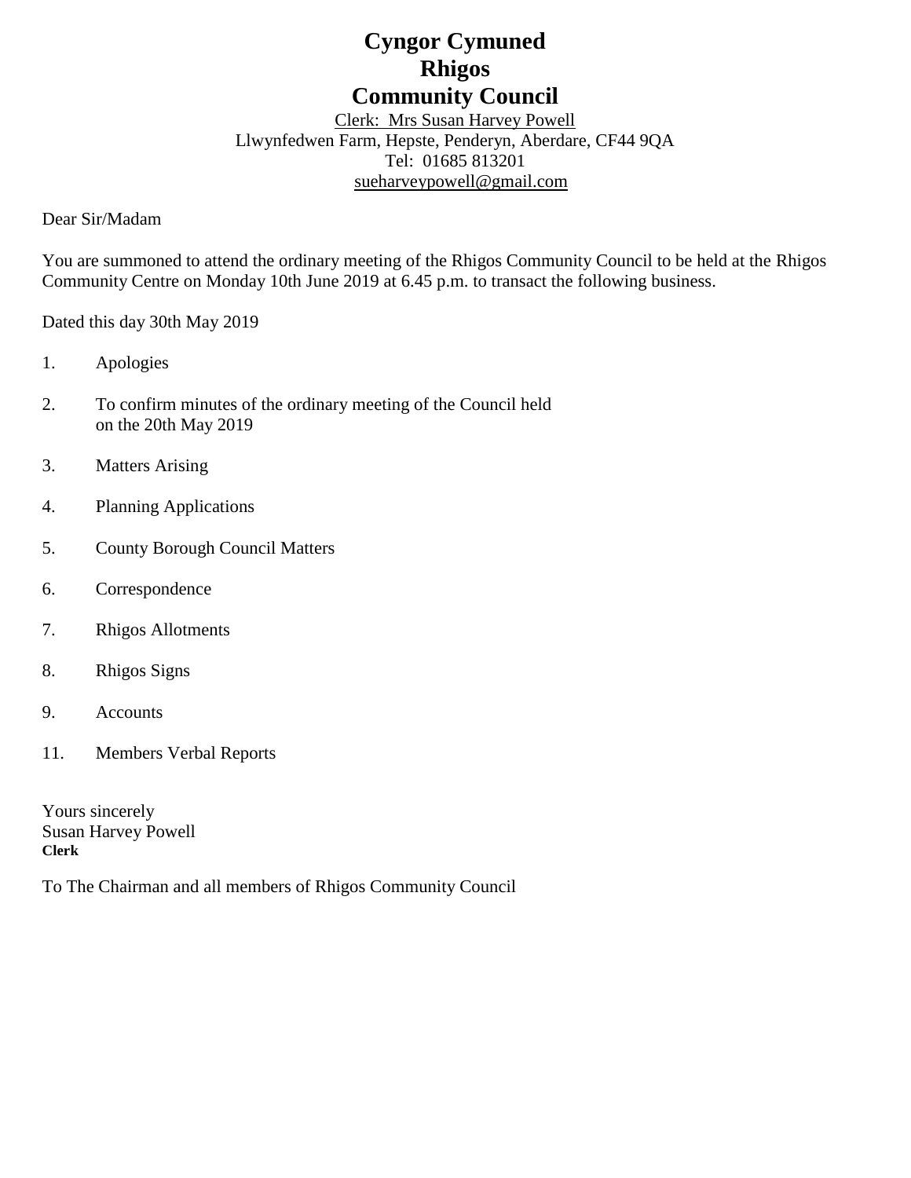# Cyngor Cymuned
# Rhigos
# Community Council

Clerk: Mrs Susan Harvey Powell
Llwynfedwen Farm, Hepste, Penderyn, Aberdare, CF44 9QA
Tel: 01685 813201
sueharveypowell@gmail.com

Dear Sir/Madam

You are summoned to attend the ordinary meeting of the Rhigos Community Council to be held at the Rhigos Community Centre on Monday 10th June 2019 at 6.45 p.m. to transact the following business.

Dated this day 30th May 2019

1. Apologies

2. To confirm minutes of the ordinary meeting of the Council held on the 20th May 2019

3. Matters Arising

4. Planning Applications

5. County Borough Council Matters

6. Correspondence

7. Rhigos Allotments

8. Rhigos Signs

9. Accounts

11. Members Verbal Reports

Yours sincerely
Susan Harvey Powell
**Clerk**

To The Chairman and all members of Rhigos Community Council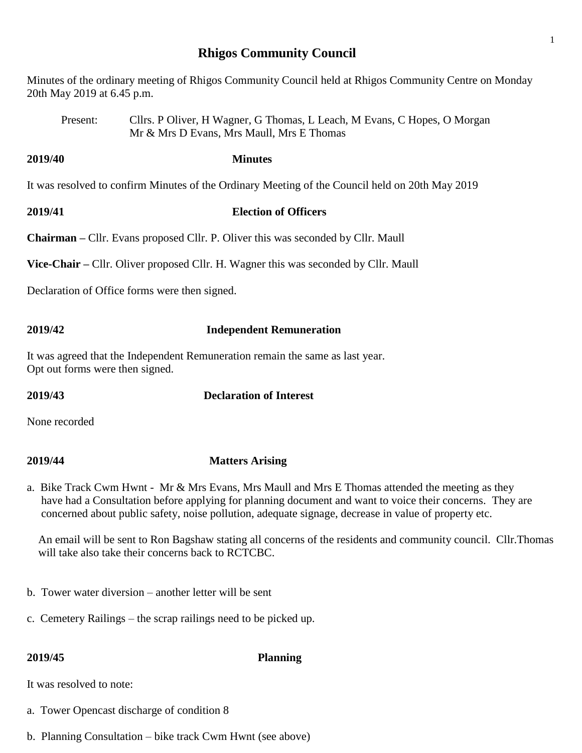// Rhigos Community Council

Minutes of the ordinary meeting of Rhigos Community Council held at Rhigos Community Centre on Monday 20th May 2019 at 6.45 p.m.

Present: Cllrs. P Oliver, H Wagner, G Thomas, L Leach, M Evans, C Hopes, O Morgan
Mr & Mrs D Evans, Mrs Maull, Mrs E Thomas

**2019/40 Minutes**

It was resolved to confirm Minutes of the Ordinary Meeting of the Council held on 20th May 2019

**2019/41 Election of Officers**

**Chairman –** Cllr. Evans proposed Cllr. P. Oliver this was seconded by Cllr. Maull

**Vice-Chair –** Cllr. Oliver proposed Cllr. H. Wagner this was seconded by Cllr. Maull

Declaration of Office forms were then signed.

**2019/42 Independent Remuneration**

It was agreed that the Independent Remuneration remain the same as last year.
Opt out forms were then signed.

**2019/43 Declaration of Interest**

None recorded

**2019/44 Matters Arising**

a. Bike Track Cwm Hwnt - Mr & Mrs Evans, Mrs Maull and Mrs E Thomas attended the meeting as they have had a Consultation before applying for planning document and want to voice their concerns. They are concerned about public safety, noise pollution, adequate signage, decrease in value of property etc.

   An email will be sent to Ron Bagshaw stating all concerns of the residents and community council. Cllr.Thomas will take also take their concerns back to RCTCBC.

b. Tower water diversion – another letter will be sent

c. Cemetery Railings – the scrap railings need to be picked up.

**2019/45 Planning**

It was resolved to note:

a. Tower Opencast discharge of condition 8

b. Planning Consultation – bike track Cwm Hwnt (see above)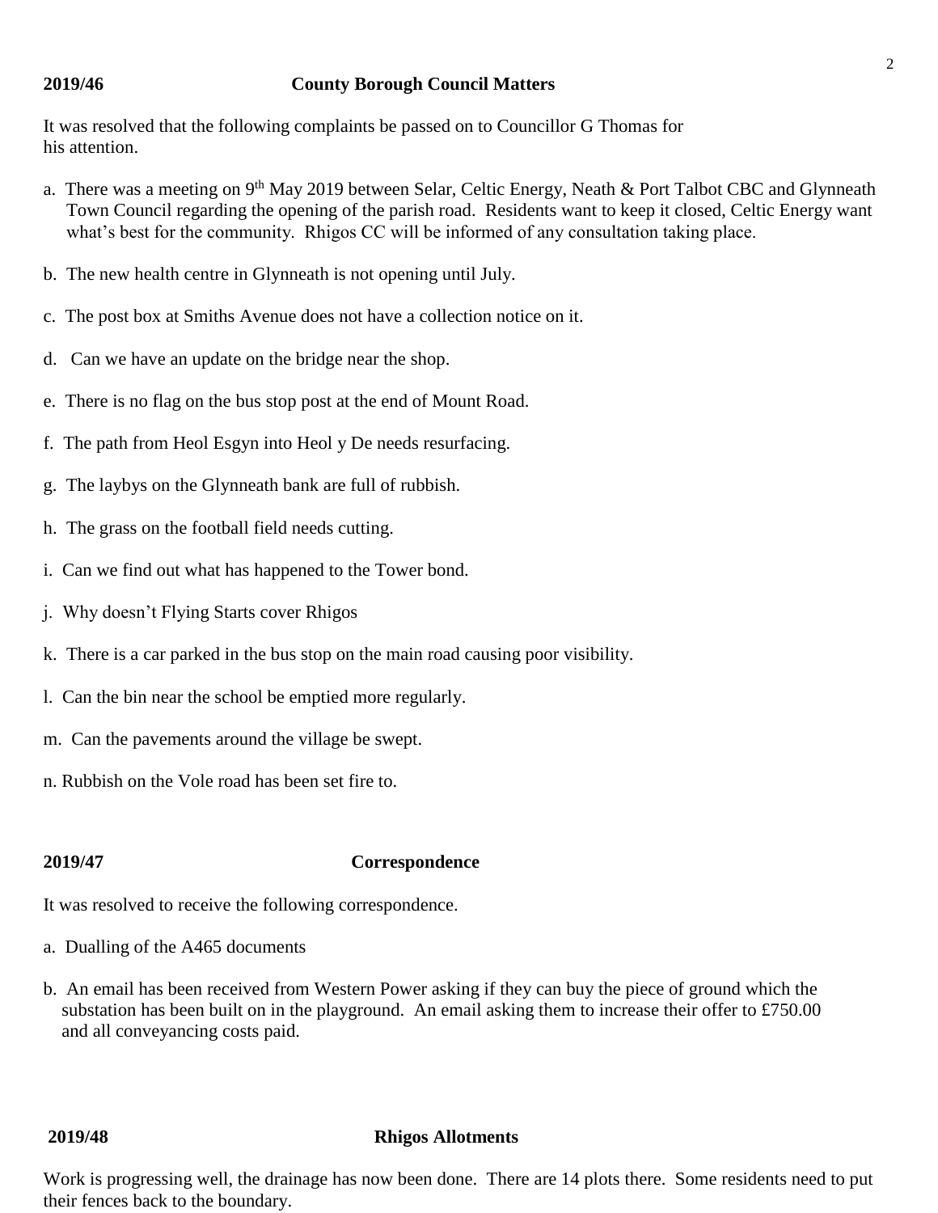## 2019/46 County Borough Council Matters

It was resolved that the following complaints be passed on to Councillor G Thomas for his attention.

a. There was a meeting on 9th May 2019 between Selar, Celtic Energy, Neath & Port Talbot CBC and Glynneath Town Council regarding the opening of the parish road. Residents want to keep it closed, Celtic Energy want what's best for the community. Rhigos CC will be informed of any consultation taking place.

b. The new health centre in Glynneath is not opening until July.

c. The post box at Smiths Avenue does not have a collection notice on it.

d. Can we have an update on the bridge near the shop.

e. There is no flag on the bus stop post at the end of Mount Road.

f. The path from Heol Esgyn into Heol y De needs resurfacing.

g. The laybys on the Glynneath bank are full of rubbish.

h. The grass on the football field needs cutting.

i. Can we find out what has happened to the Tower bond.

j. Why doesn't Flying Starts cover Rhigos

k. There is a car parked in the bus stop on the main road causing poor visibility.

l. Can the bin near the school be emptied more regularly.

m. Can the pavements around the village be swept.

n. Rubbish on the Vole road has been set fire to.

## 2019/47 Correspondence

It was resolved to receive the following correspondence.

a. Dualling of the A465 documents

b. An email has been received from Western Power asking if they can buy the piece of ground which the substation has been built on in the playground. An email asking them to increase their offer to £750.00 and all conveyancing costs paid.

## 2019/48 Rhigos Allotments

Work is progressing well, the drainage has now been done. There are 14 plots there. Some residents need to put their fences back to the boundary.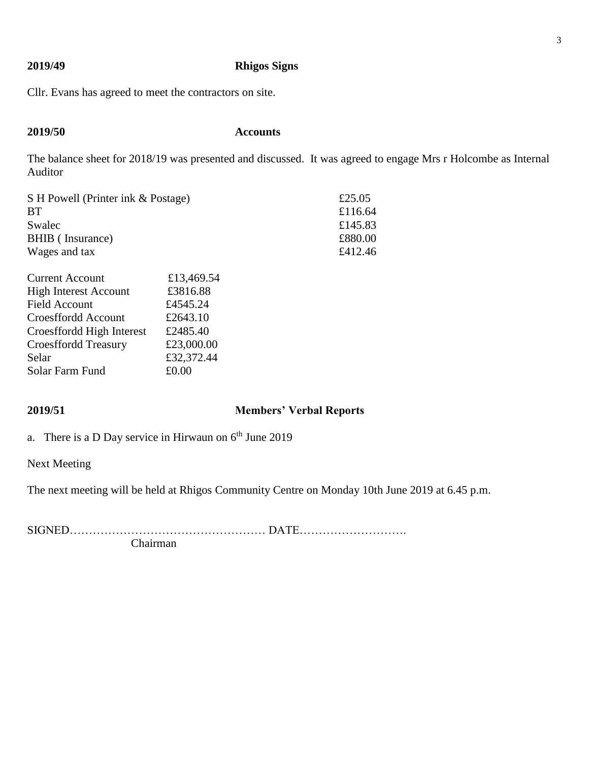**2019/49** **Rhigos Signs**

Cllr. Evans has agreed to meet the contractors on site.

**2019/50** **Accounts**

The balance sheet for 2018/19 was presented and discussed. It was agreed to engage Mrs r Holcombe as Internal Auditor

| | |
|---|---|
| S H Powell (Printer ink & Postage) | £25.05 |
| BT | £116.64 |
| Swalec | £145.83 |
| BHIB ( Insurance) | £880.00 |
| Wages and tax | £412.46 |

| | |
|---|---|
| Current Account | £13,469.54 |
| High Interest Account | £3816.88 |
| Field Account | £4545.24 |
| Croesffordd Account | £2643.10 |
| Croesffordd High Interest | £2485.40 |
| Croesffordd Treasury | £23,000.00 |
| Selar | £32,372.44 |
| Solar Farm Fund | £0.00 |

**2019/51** **Members' Verbal Reports**

a. There is a D Day service in Hirwaun on 6th June 2019

Next Meeting

The next meeting will be held at Rhigos Community Centre on Monday 10th June 2019 at 6.45 p.m.

SIGNED…………………………………………… DATE……………………….
Chairman